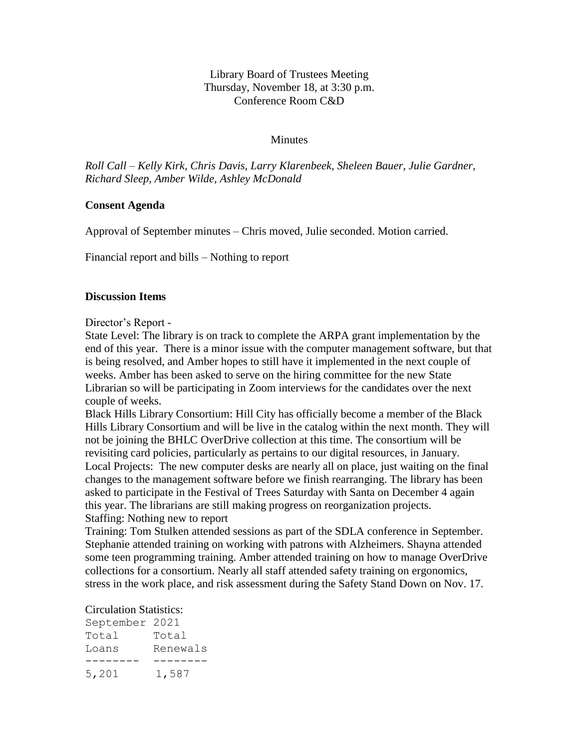Library Board of Trustees Meeting
Thursday, November 18, at 3:30 p.m.
Conference Room C&D

Minutes

*Roll Call – Kelly Kirk, Chris Davis, Larry Klarenbeek, Sheleen Bauer, Julie Gardner, Richard Sleep, Amber Wilde, Ashley McDonald*

**Consent Agenda**

Approval of September minutes – Chris moved, Julie seconded. Motion carried.

Financial report and bills – Nothing to report

**Discussion Items**

Director's Report -

State Level: The library is on track to complete the ARPA grant implementation by the end of this year. There is a minor issue with the computer management software, but that is being resolved, and Amber hopes to still have it implemented in the next couple of weeks. Amber has been asked to serve on the hiring committee for the new State Librarian so will be participating in Zoom interviews for the candidates over the next couple of weeks.

Black Hills Library Consortium: Hill City has officially become a member of the Black Hills Library Consortium and will be live in the catalog within the next month. They will not be joining the BHLC OverDrive collection at this time. The consortium will be revisiting card policies, particularly as pertains to our digital resources, in January.

Local Projects: The new computer desks are nearly all on place, just waiting on the final changes to the management software before we finish rearranging. The library has been asked to participate in the Festival of Trees Saturday with Santa on December 4 again this year. The librarians are still making progress on reorganization projects.

Staffing: Nothing new to report

Training: Tom Stulken attended sessions as part of the SDLA conference in September. Stephanie attended training on working with patrons with Alzheimers. Shayna attended some teen programming training. Amber attended training on how to manage OverDrive collections for a consortium. Nearly all staff attended safety training on ergonomics, stress in the work place, and risk assessment during the Safety Stand Down on Nov. 17.

Circulation Statistics:

```
September 2021
Total     Total
Loans     Renewals
--------  --------
5,201      1,587
```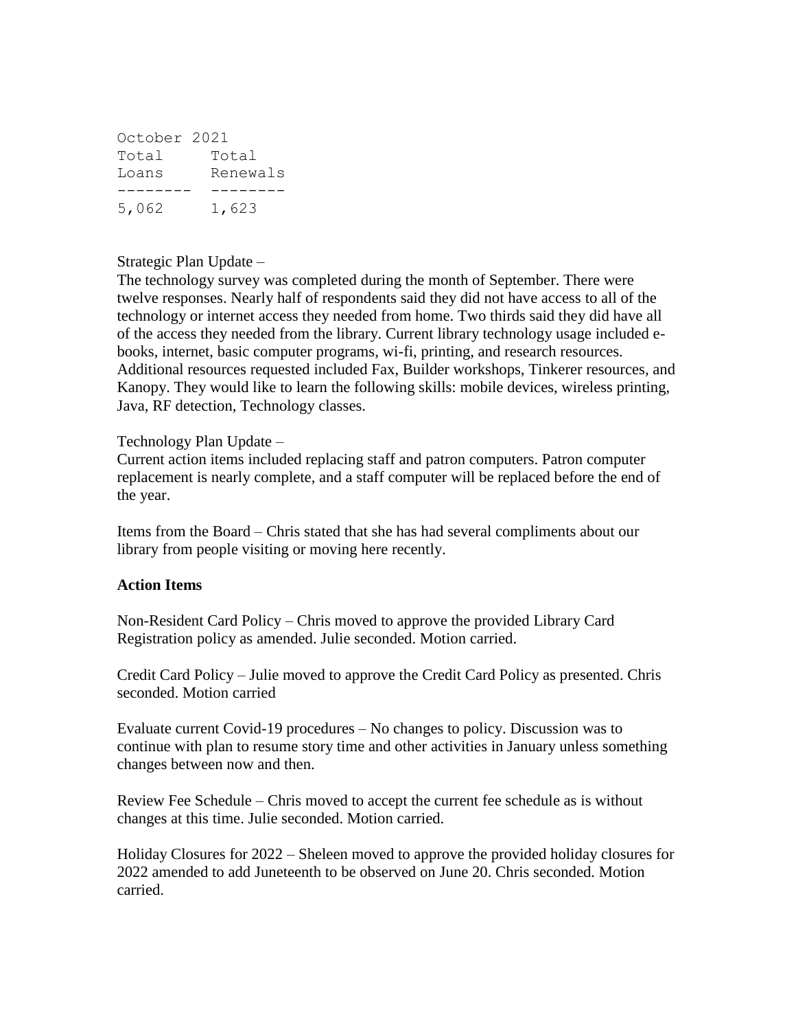October 2021

| Total Loans | Total Renewals |
| --- | --- |
| 5,062 | 1,623 |

Strategic Plan Update –
The technology survey was completed during the month of September. There were twelve responses. Nearly half of respondents said they did not have access to all of the technology or internet access they needed from home. Two thirds said they did have all of the access they needed from the library. Current library technology usage included e-books, internet, basic computer programs, wi-fi, printing, and research resources. Additional resources requested included Fax, Builder workshops, Tinkerer resources, and Kanopy. They would like to learn the following skills: mobile devices, wireless printing, Java, RF detection, Technology classes.

Technology Plan Update –
Current action items included replacing staff and patron computers. Patron computer replacement is nearly complete, and a staff computer will be replaced before the end of the year.

Items from the Board – Chris stated that she has had several compliments about our library from people visiting or moving here recently.

**Action Items**

Non-Resident Card Policy – Chris moved to approve the provided Library Card Registration policy as amended. Julie seconded. Motion carried.

Credit Card Policy – Julie moved to approve the Credit Card Policy as presented. Chris seconded. Motion carried

Evaluate current Covid-19 procedures – No changes to policy. Discussion was to continue with plan to resume story time and other activities in January unless something changes between now and then.

Review Fee Schedule – Chris moved to accept the current fee schedule as is without changes at this time. Julie seconded. Motion carried.

Holiday Closures for 2022 – Sheleen moved to approve the provided holiday closures for 2022 amended to add Juneteenth to be observed on June 20. Chris seconded. Motion carried.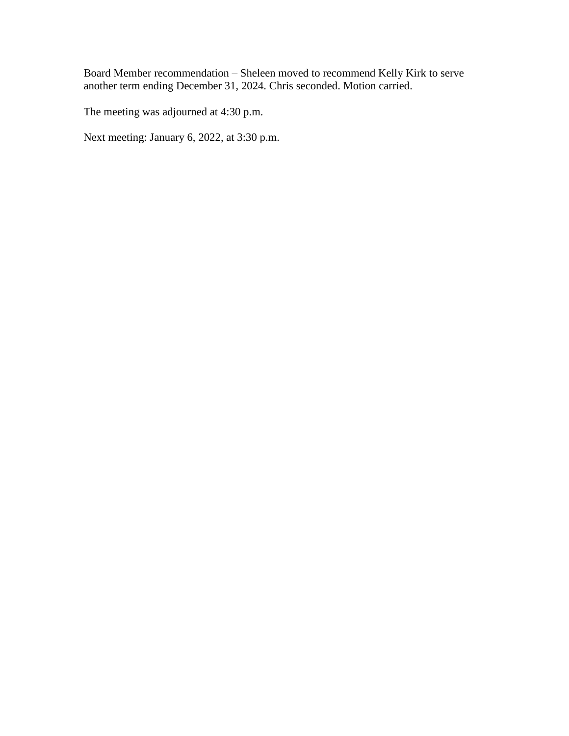Board Member recommendation – Sheleen moved to recommend Kelly Kirk to serve another term ending December 31, 2024. Chris seconded. Motion carried.

The meeting was adjourned at 4:30 p.m.

Next meeting: January 6, 2022, at 3:30 p.m.